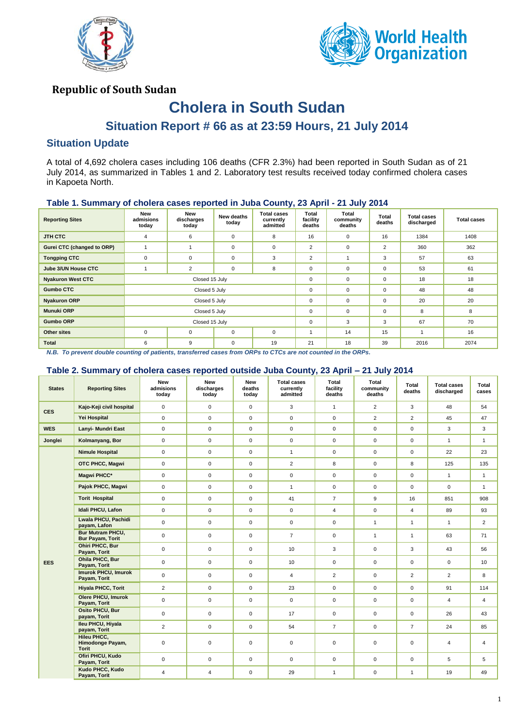**Republic of South Sudan**

# Cholera in South Sudan

## Situation Report # 66 as at 23:59 Hours, 21 July 2014

### Situation Update

A total of 4,692 cholera cases including 106 deaths (CFR 2.3%) had been reported in South Sudan as of 21 July 2014, as summarized in Tables 1 and 2. Laboratory test results received today confirmed cholera cases in Kapoeta North.

**Table 1. Summary of cholera cases reported in Juba County, 23 April - 21 July 2014**

| Reporting Sites | New admisions today | New discharges today | New deaths today | Total cases currently admitted | Total facility deaths | Total community deaths | Total deaths | Total cases discharged | Total cases |
|---|---|---|---|---|---|---|---|---|---|
| JTH CTC | 4 | 6 | 0 | 8 | 16 | 0 | 16 | 1384 | 1408 |
| Gurei CTC (changed to ORP) | 1 | 1 | 0 | 0 | 2 | 0 | 2 | 360 | 362 |
| Tongping CTC | 0 | 0 | 0 | 3 | 2 | 1 | 3 | 57 | 63 |
| Jube 3/UN House CTC | 1 | 2 | 0 | 8 | 0 | 0 | 0 | 53 | 61 |
| Nyakuron West CTC | Closed 15 July | | | | 0 | 0 | 0 | 18 | 18 |
| Gumbo CTC | Closed 5 July | | | | 0 | 0 | 0 | 48 | 48 |
| Nyakuron ORP | Closed 5 July | | | | 0 | 0 | 0 | 20 | 20 |
| Munuki ORP | Closed 5 July | | | | 0 | 0 | 0 | 8 | 8 |
| Gumbo ORP | Closed 15 July | | | | 0 | 3 | 3 | 67 | 70 |
| Other sites | 0 | 0 | 0 | 0 | 1 | 14 | 15 | 1 | 16 |
| Total | 6 | 9 | 0 | 19 | 21 | 18 | 39 | 2016 | 2074 |

*N.B. To prevent double counting of patients, transferred cases from ORPs to CTCs are not counted in the ORPs.*

**Table 2. Summary of cholera cases reported outside Juba County, 23 April – 21 July 2014**

| States | Reporting Sites | New admisions today | New discharges today | New deaths today | Total cases currently admitted | Total facility deaths | Total community deaths | Total deaths | Total cases discharged | Total cases |
|---|---|---|---|---|---|---|---|---|---|---|
| CES | Kajo-Keji civil hospital | 0 | 0 | 0 | 3 | 1 | 2 | 3 | 48 | 54 |
| | Yei Hospital | 0 | 0 | 0 | 0 | 0 | 2 | 2 | 45 | 47 |
| WES | Lanyi- Mundri East | 0 | 0 | 0 | 0 | 0 | 0 | 0 | 3 | 3 |
| Jonglei | Kolmanyang, Bor | 0 | 0 | 0 | 0 | 0 | 0 | 0 | 1 | 1 |
| EES | Nimule Hospital | 0 | 0 | 0 | 1 | 0 | 0 | 0 | 22 | 23 |
| | OTC PHCC, Magwi | 0 | 0 | 0 | 2 | 8 | 0 | 8 | 125 | 135 |
| | Magwi PHCC* | 0 | 0 | 0 | 0 | 0 | 0 | 0 | 1 | 1 |
| | Pajok PHCC, Magwi | 0 | 0 | 0 | 1 | 0 | 0 | 0 | 0 | 1 |
| | Torit Hospital | 0 | 0 | 0 | 41 | 7 | 9 | 16 | 851 | 908 |
| | Idali PHCU, Lafon | 0 | 0 | 0 | 0 | 4 | 0 | 4 | 89 | 93 |
| | Lwala PHCU, Pachidi payam, Lafon | 0 | 0 | 0 | 0 | 0 | 1 | 1 | 1 | 2 |
| | Bur Mutram PHCU, Bur Payam, Torit | 0 | 0 | 0 | 7 | 0 | 1 | 1 | 63 | 71 |
| | Ohiri PHCC, Bur Payam, Torit | 0 | 0 | 0 | 10 | 3 | 0 | 3 | 43 | 56 |
| | Ohila PHCC, Bur Payam, Torit | 0 | 0 | 0 | 10 | 0 | 0 | 0 | 0 | 10 |
| | Imurok PHCU, Imurok Payam, Torit | 0 | 0 | 0 | 4 | 2 | 0 | 2 | 2 | 8 |
| | Hiyala PHCC, Torit | 2 | 0 | 0 | 23 | 0 | 0 | 0 | 91 | 114 |
| | Olere PHCU, Imurok Payam, Torit | 0 | 0 | 0 | 0 | 0 | 0 | 0 | 4 | 4 |
| | Osito PHCU, Bur payam, Torit | 0 | 0 | 0 | 17 | 0 | 0 | 0 | 26 | 43 |
| | Ileu PHCU, Hiyala payam, Torit | 2 | 0 | 0 | 54 | 7 | 0 | 7 | 24 | 85 |
| | Hileu PHCC, Himodonge Payam, Torit | 0 | 0 | 0 | 0 | 0 | 0 | 0 | 4 | 4 |
| | Ofiri PHCU, Kudo Payam, Torit | 0 | 0 | 0 | 0 | 0 | 0 | 0 | 5 | 5 |
| | Kudo PHCC, Kudo Payam, Torit | 4 | 4 | 0 | 29 | 1 | 0 | 1 | 19 | 49 |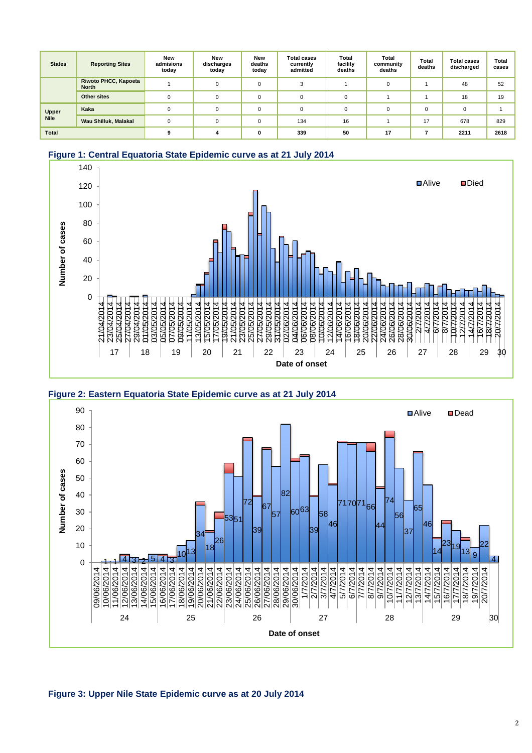| States | Reporting Sites | New admisions today | New discharges today | New deaths today | Total cases currently admitted | Total facility deaths | Total community deaths | Total deaths | Total cases discharged | Total cases |
|---|---|---|---|---|---|---|---|---|---|---|
| | Riwoto PHCC, Kapoeta North | 1 | 0 | 0 | 3 | 1 | 0 | 1 | 48 | 52 |
| | Other sites | 0 | 0 | 0 | 0 | 0 | 1 | 1 | 18 | 19 |
| Upper Nile | Kaka | 0 | 0 | 0 | 0 | 0 | 0 | 0 | 0 | 1 |
| | Wau Shilluk, Malakal | 0 | 0 | 0 | 134 | 16 | 1 | 17 | 678 | 829 |
| Total | | 9 | 4 | 0 | 339 | 50 | 17 | 7 | 2211 | 2618 |

**Figure 1: Central Equatoria State Epidemic curve as at 21 July 2014**

**Figure 2: Eastern Equatoria State Epidemic curve as at 21 July 2014**

**Figure 3: Upper Nile State Epidemic curve as at 20 July 2014**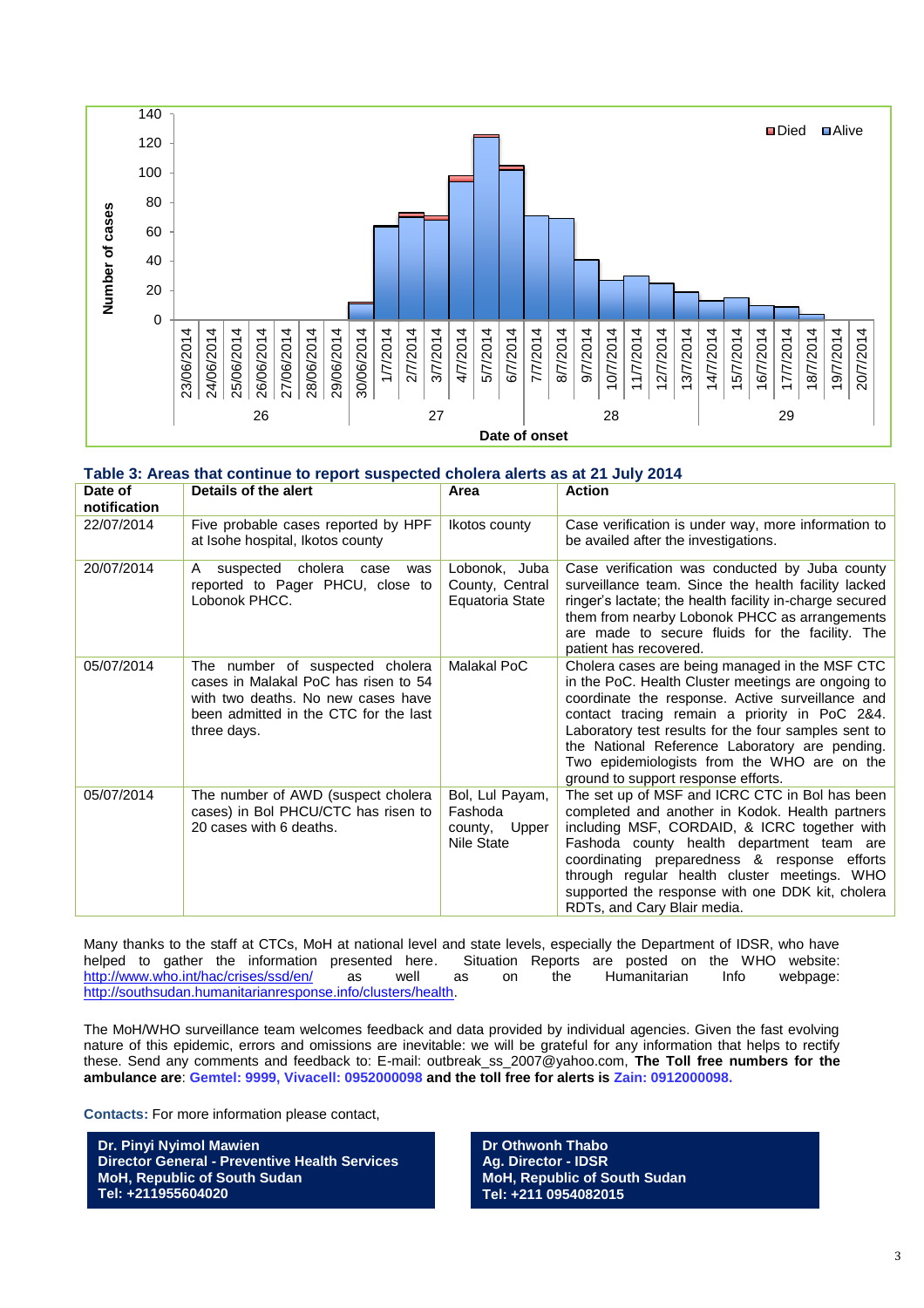Died Alive

Number of cases

140
120
100
80
60
40
20
0

23/06/2014 24/06/2014 25/06/2014 26/06/2014 27/06/2014 28/06/2014 29/06/2014 30/06/2014 1/7/2014 2/7/2014 3/7/2014 4/7/2014 5/7/2014 6/7/2014 7/7/2014 8/7/2014 9/7/2014 10/7/2014 11/7/2014 12/7/2014 13/7/2014 14/7/2014 15/7/2014 16/7/2014 17/7/2014 18/7/2014 19/7/2014 20/7/2014

26 27 28 29

Date of onset

**Table 3: Areas that continue to report suspected cholera alerts as at 21 July 2014**

| Date of notification | Details of the alert | Area | Action |
|---|---|---|---|
| 22/07/2014 | Five probable cases reported by HPF at Isohe hospital, Ikotos county | Ikotos county | Case verification is under way, more information to be availed after the investigations. |
| 20/07/2014 | A suspected cholera case was reported to Pager PHCU, close to Lobonok PHCC. | Lobonok, Juba County, Central Equatoria State | Case verification was conducted by Juba county surveillance team. Since the health facility lacked ringer's lactate; the health facility in-charge secured them from nearby Lobonok PHCC as arrangements are made to secure fluids for the facility. The patient has recovered. |
| 05/07/2014 | The number of suspected cholera cases in Malakal PoC has risen to 54 with two deaths. No new cases have been admitted in the CTC for the last three days. | Malakal PoC | Cholera cases are being managed in the MSF CTC in the PoC. Health Cluster meetings are ongoing to coordinate the response. Active surveillance and contact tracing remain a priority in PoC 2&4. Laboratory test results for the four samples sent to the National Reference Laboratory are pending. Two epidemiologists from the WHO are on the ground to support response efforts. |
| 05/07/2014 | The number of AWD (suspect cholera cases) in Bol PHCU/CTC has risen to 20 cases with 6 deaths. | Bol, Lul Payam, Fashoda county, Upper Nile State | The set up of MSF and ICRC CTC in Bol has been completed and another in Kodok. Health partners including MSF, CORDAID, & ICRC together with Fashoda county health department team are coordinating preparedness & response efforts through regular health cluster meetings. WHO supported the response with one DDK kit, cholera RDTs, and Cary Blair media. |

Many thanks to the staff at CTCs, MoH at national level and state levels, especially the Department of IDSR, who have helped to gather the information presented here. Situation Reports are posted on the WHO website: http://www.who.int/hac/crises/ssd/en/ as well as on the Humanitarian Info webpage: http://southsudan.humanitarianresponse.info/clusters/health.

The MoH/WHO surveillance team welcomes feedback and data provided by individual agencies. Given the fast evolving nature of this epidemic, errors and omissions are inevitable: we will be grateful for any information that helps to rectify these. Send any comments and feedback to: E-mail: outbreak_ss_2007@yahoo.com, **The Toll free numbers for the ambulance are**: **Gemtel: 9999, Vivacell: 0952000098 and the toll free for alerts is Zain: 0912000098.**

**Contacts:** For more information please contact,

**Dr. Pinyi Nyimol Mawien**
**Director General - Preventive Health Services**
**MoH, Republic of South Sudan**
**Tel: +211955604020**

**Dr Othwonh Thabo**
**Ag. Director - IDSR**
**MoH, Republic of South Sudan**
**Tel: +211 0954082015**